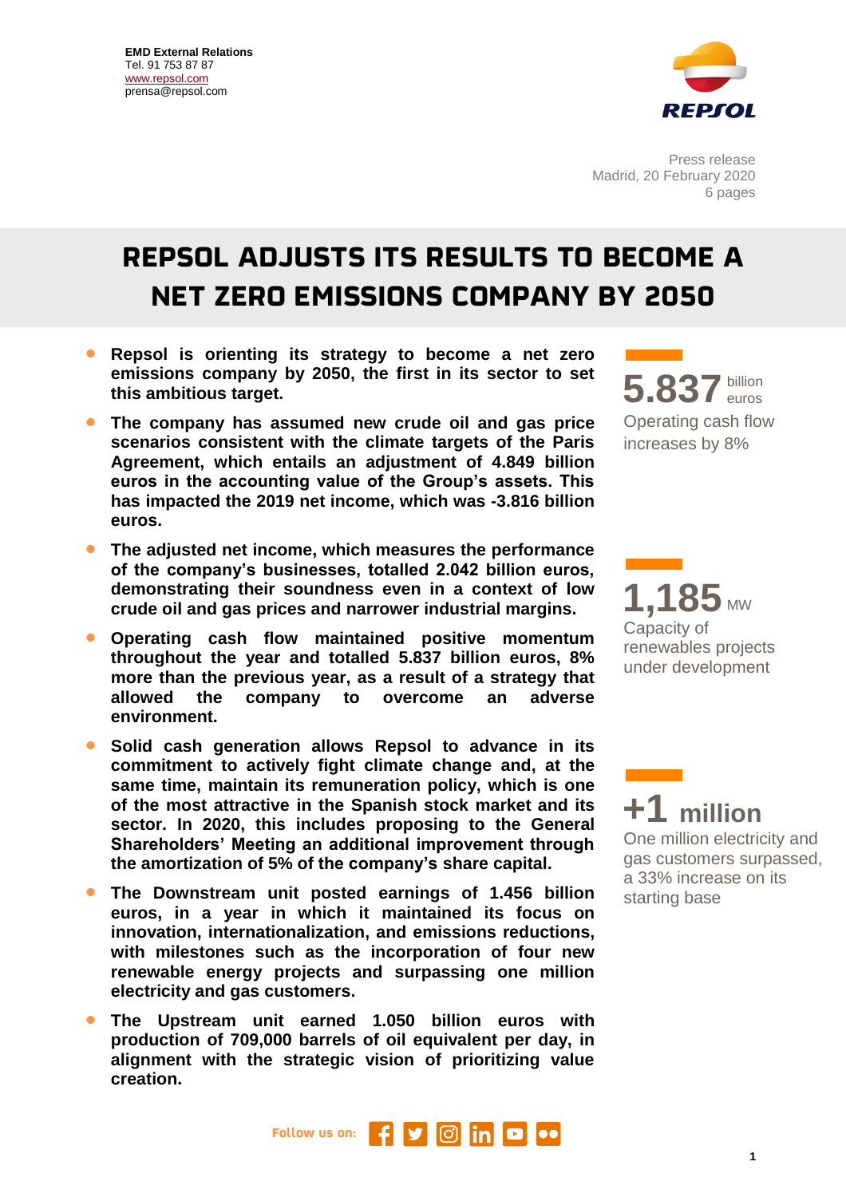**EMD External Relations**
Tel. 91 753 87 87
www.repsol.com
prensa@repsol.com

Press release
Madrid, 20 February 2020
6 pages

# REPSOL ADJUSTS ITS RESULTS TO BECOME A NET ZERO EMISSIONS COMPANY BY 2050

- **Repsol is orienting its strategy to become a net zero emissions company by 2050, the first in its sector to set this ambitious target.**
- **The company has assumed new crude oil and gas price scenarios consistent with the climate targets of the Paris Agreement, which entails an adjustment of 4.849 billion euros in the accounting value of the Group's assets. This has impacted the 2019 net income, which was -3.816 billion euros.**
- **The adjusted net income, which measures the performance of the company's businesses, totalled 2.042 billion euros, demonstrating their soundness even in a context of low crude oil and gas prices and narrower industrial margins.**
- **Operating cash flow maintained positive momentum throughout the year and totalled 5.837 billion euros, 8% more than the previous year, as a result of a strategy that allowed the company to overcome an adverse environment.**
- **Solid cash generation allows Repsol to advance in its commitment to actively fight climate change and, at the same time, maintain its remuneration policy, which is one of the most attractive in the Spanish stock market and its sector. In 2020, this includes proposing to the General Shareholders' Meeting an additional improvement through the amortization of 5% of the company's share capital.**
- **The Downstream unit posted earnings of 1.456 billion euros, in a year in which it maintained its focus on innovation, internationalization, and emissions reductions, with milestones such as the incorporation of four new renewable energy projects and surpassing one million electricity and gas customers.**
- **The Upstream unit earned 1.050 billion euros with production of 709,000 barrels of oil equivalent per day, in alignment with the strategic vision of prioritizing value creation.**

**5.837** billion euros
Operating cash flow increases by 8%

**1,185** MW
Capacity of renewables projects under development

**+1 million**
One million electricity and gas customers surpassed, a 33% increase on its starting base

Follow us on: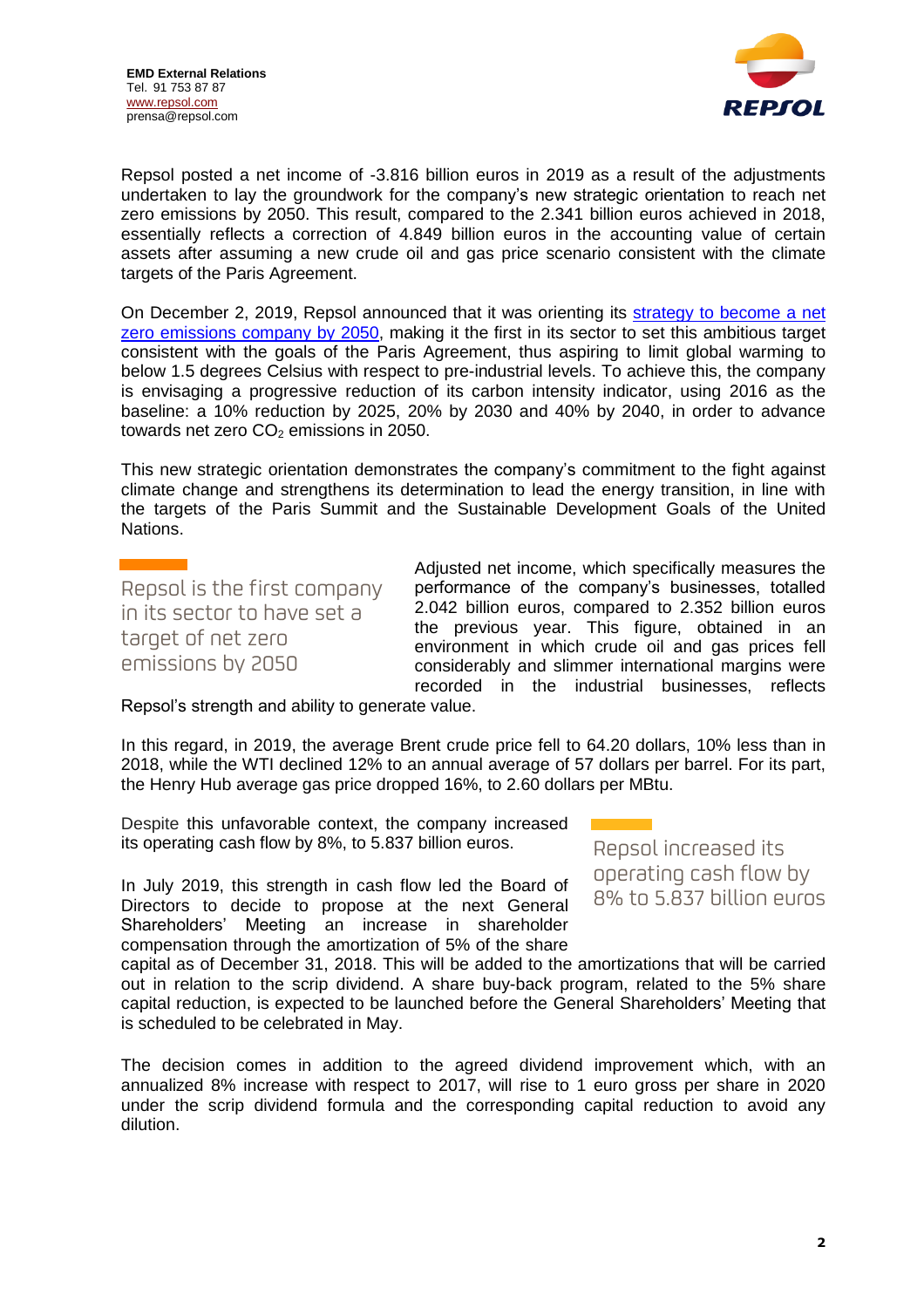EMD External Relations
Tel. 91 753 87 87
www.repsol.com
prensa@repsol.com

Repsol posted a net income of -3.816 billion euros in 2019 as a result of the adjustments undertaken to lay the groundwork for the company's new strategic orientation to reach net zero emissions by 2050. This result, compared to the 2.341 billion euros achieved in 2018, essentially reflects a correction of 4.849 billion euros in the accounting value of certain assets after assuming a new crude oil and gas price scenario consistent with the climate targets of the Paris Agreement.

On December 2, 2019, Repsol announced that it was orienting its [strategy to become a net zero emissions company by 2050](), making it the first in its sector to set this ambitious target consistent with the goals of the Paris Agreement, thus aspiring to limit global warming to below 1.5 degrees Celsius with respect to pre-industrial levels. To achieve this, the company is envisaging a progressive reduction of its carbon intensity indicator, using 2016 as the baseline: a 10% reduction by 2025, 20% by 2030 and 40% by 2040, in order to advance towards net zero $CO_2$ emissions in 2050.

This new strategic orientation demonstrates the company's commitment to the fight against climate change and strengthens its determination to lead the energy transition, in line with the targets of the Paris Summit and the Sustainable Development Goals of the United Nations.

> Repsol is the first company in its sector to have set a target of net zero emissions by 2050

Adjusted net income, which specifically measures the performance of the company's businesses, totalled 2.042 billion euros, compared to 2.352 billion euros the previous year. This figure, obtained in an environment in which crude oil and gas prices fell considerably and slimmer international margins were recorded in the industrial businesses, reflects Repsol's strength and ability to generate value.

In this regard, in 2019, the average Brent crude price fell to 64.20 dollars, 10% less than in 2018, while the WTI declined 12% to an annual average of 57 dollars per barrel. For its part, the Henry Hub average gas price dropped 16%, to 2.60 dollars per MBtu.

Despite this unfavorable context, the company increased its operating cash flow by 8%, to 5.837 billion euros.

> Repsol increased its operating cash flow by 8% to 5.837 billion euros

In July 2019, this strength in cash flow led the Board of Directors to decide to propose at the next General Shareholders' Meeting an increase in shareholder compensation through the amortization of 5% of the share capital as of December 31, 2018. This will be added to the amortizations that will be carried out in relation to the scrip dividend. A share buy-back program, related to the 5% share capital reduction, is expected to be launched before the General Shareholders' Meeting that is scheduled to be celebrated in May.

The decision comes in addition to the agreed dividend improvement which, with an annualized 8% increase with respect to 2017, will rise to 1 euro gross per share in 2020 under the scrip dividend formula and the corresponding capital reduction to avoid any dilution.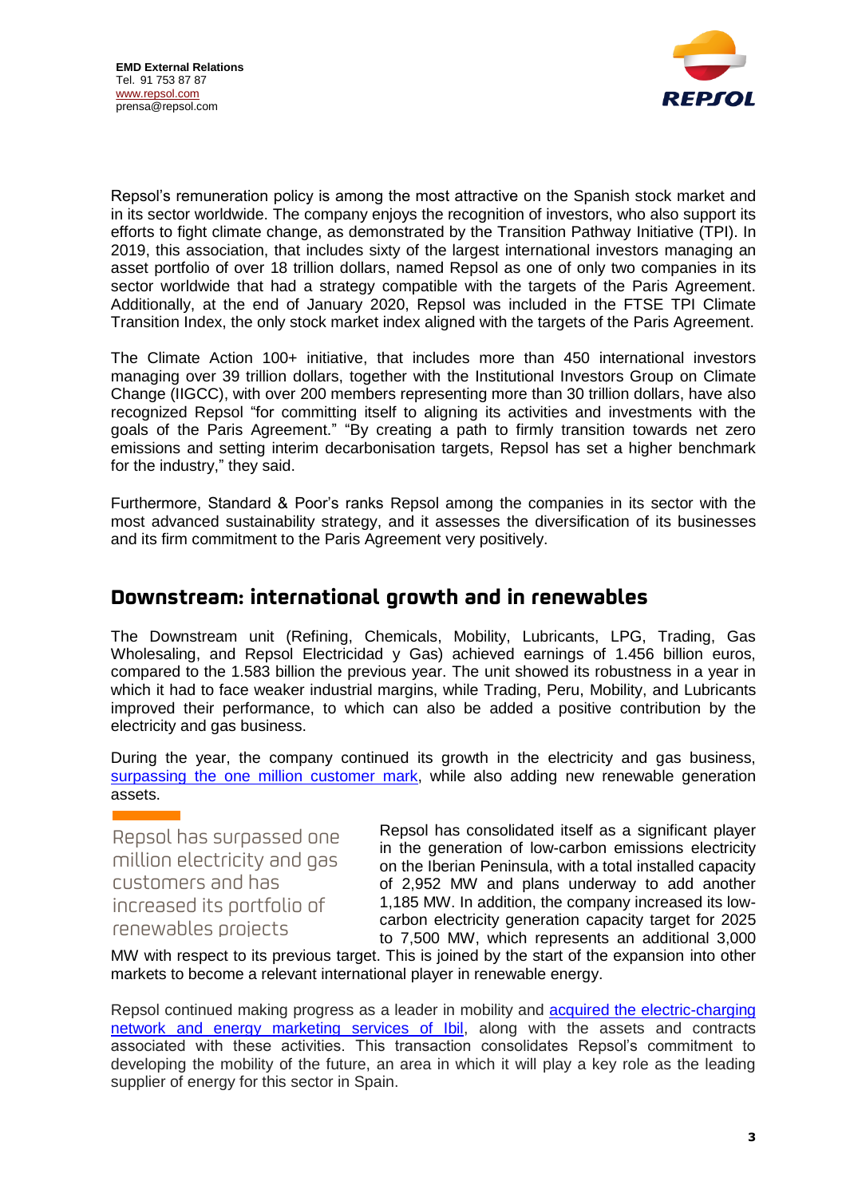Repsol's remuneration policy is among the most attractive on the Spanish stock market and in its sector worldwide. The company enjoys the recognition of investors, who also support its efforts to fight climate change, as demonstrated by the Transition Pathway Initiative (TPI). In 2019, this association, that includes sixty of the largest international investors managing an asset portfolio of over 18 trillion dollars, named Repsol as one of only two companies in its sector worldwide that had a strategy compatible with the targets of the Paris Agreement. Additionally, at the end of January 2020, Repsol was included in the FTSE TPI Climate Transition Index, the only stock market index aligned with the targets of the Paris Agreement.

The Climate Action 100+ initiative, that includes more than 450 international investors managing over 39 trillion dollars, together with the Institutional Investors Group on Climate Change (IIGCC), with over 200 members representing more than 30 trillion dollars, have also recognized Repsol "for committing itself to aligning its activities and investments with the goals of the Paris Agreement." "By creating a path to firmly transition towards net zero emissions and setting interim decarbonisation targets, Repsol has set a higher benchmark for the industry," they said.

Furthermore, Standard & Poor's ranks Repsol among the companies in its sector with the most advanced sustainability strategy, and it assesses the diversification of its businesses and its firm commitment to the Paris Agreement very positively.

## Downstream: international growth and in renewables

The Downstream unit (Refining, Chemicals, Mobility, Lubricants, LPG, Trading, Gas Wholesaling, and Repsol Electricidad y Gas) achieved earnings of 1.456 billion euros, compared to the 1.583 billion the previous year. The unit showed its robustness in a year in which it had to face weaker industrial margins, while Trading, Peru, Mobility, and Lubricants improved their performance, to which can also be added a positive contribution by the electricity and gas business.

During the year, the company continued its growth in the electricity and gas business, surpassing the one million customer mark, while also adding new renewable generation assets.

> Repsol has surpassed one million electricity and gas customers and has increased its portfolio of renewables projects

Repsol has consolidated itself as a significant player in the generation of low-carbon emissions electricity on the Iberian Peninsula, with a total installed capacity of 2,952 MW and plans underway to add another 1,185 MW. In addition, the company increased its low-carbon electricity generation capacity target for 2025 to 7,500 MW, which represents an additional 3,000 MW with respect to its previous target. This is joined by the start of the expansion into other markets to become a relevant international player in renewable energy.

Repsol continued making progress as a leader in mobility and acquired the electric-charging network and energy marketing services of Ibil, along with the assets and contracts associated with these activities. This transaction consolidates Repsol's commitment to developing the mobility of the future, an area in which it will play a key role as the leading supplier of energy for this sector in Spain.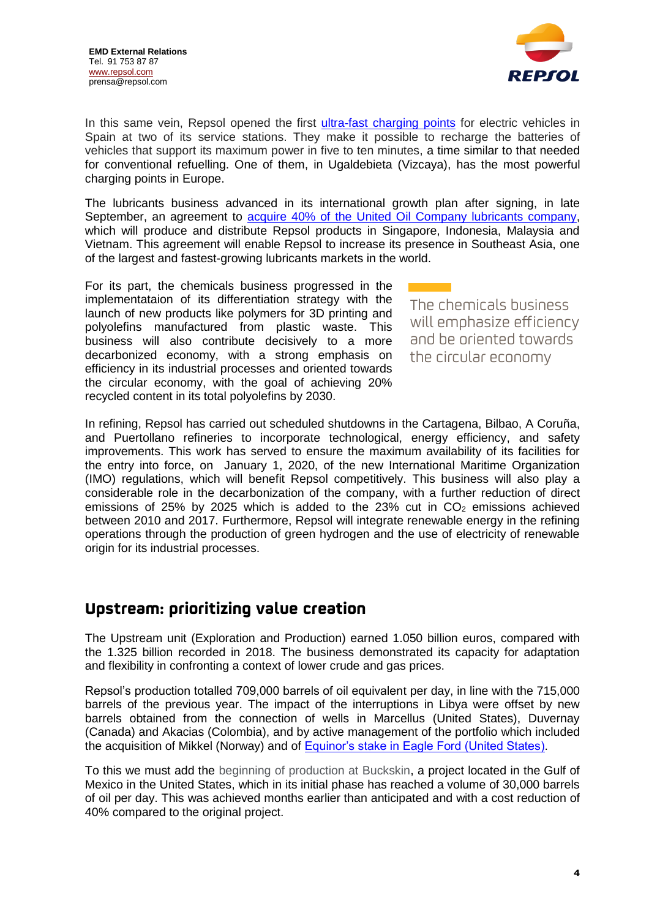In this same vein, Repsol opened the first ultra-fast charging points for electric vehicles in Spain at two of its service stations. They make it possible to recharge the batteries of vehicles that support its maximum power in five to ten minutes, a time similar to that needed for conventional refuelling. One of them, in Ugaldebieta (Vizcaya), has the most powerful charging points in Europe.

The lubricants business advanced in its international growth plan after signing, in late September, an agreement to acquire 40% of the United Oil Company lubricants company, which will produce and distribute Repsol products in Singapore, Indonesia, Malaysia and Vietnam. This agreement will enable Repsol to increase its presence in Southeast Asia, one of the largest and fastest-growing lubricants markets in the world.

For its part, the chemicals business progressed in the implementataion of its differentiation strategy with the launch of new products like polymers for 3D printing and polyolefins manufactured from plastic waste. This business will also contribute decisively to a more decarbonized economy, with a strong emphasis on efficiency in its industrial processes and oriented towards the circular economy, with the goal of achieving 20% recycled content in its total polyolefins by 2030.

> The chemicals business will emphasize efficiency and be oriented towards the circular economy

In refining, Repsol has carried out scheduled shutdowns in the Cartagena, Bilbao, A Coruña, and Puertollano refineries to incorporate technological, energy efficiency, and safety improvements. This work has served to ensure the maximum availability of its facilities for the entry into force, on January 1, 2020, of the new International Maritime Organization (IMO) regulations, which will benefit Repsol competitively. This business will also play a considerable role in the decarbonization of the company, with a further reduction of direct emissions of 25% by 2025 which is added to the 23% cut in $CO_2$ emissions achieved between 2010 and 2017. Furthermore, Repsol will integrate renewable energy in the refining operations through the production of green hydrogen and the use of electricity of renewable origin for its industrial processes.

## Upstream: prioritizing value creation

The Upstream unit (Exploration and Production) earned 1.050 billion euros, compared with the 1.325 billion recorded in 2018. The business demonstrated its capacity for adaptation and flexibility in confronting a context of lower crude and gas prices.

Repsol's production totalled 709,000 barrels of oil equivalent per day, in line with the 715,000 barrels of the previous year. The impact of the interruptions in Libya were offset by new barrels obtained from the connection of wells in Marcellus (United States), Duvernay (Canada) and Akacias (Colombia), and by active management of the portfolio which included the acquisition of Mikkel (Norway) and of Equinor's stake in Eagle Ford (United States).

To this we must add the beginning of production at Buckskin, a project located in the Gulf of Mexico in the United States, which in its initial phase has reached a volume of 30,000 barrels of oil per day. This was achieved months earlier than anticipated and with a cost reduction of 40% compared to the original project.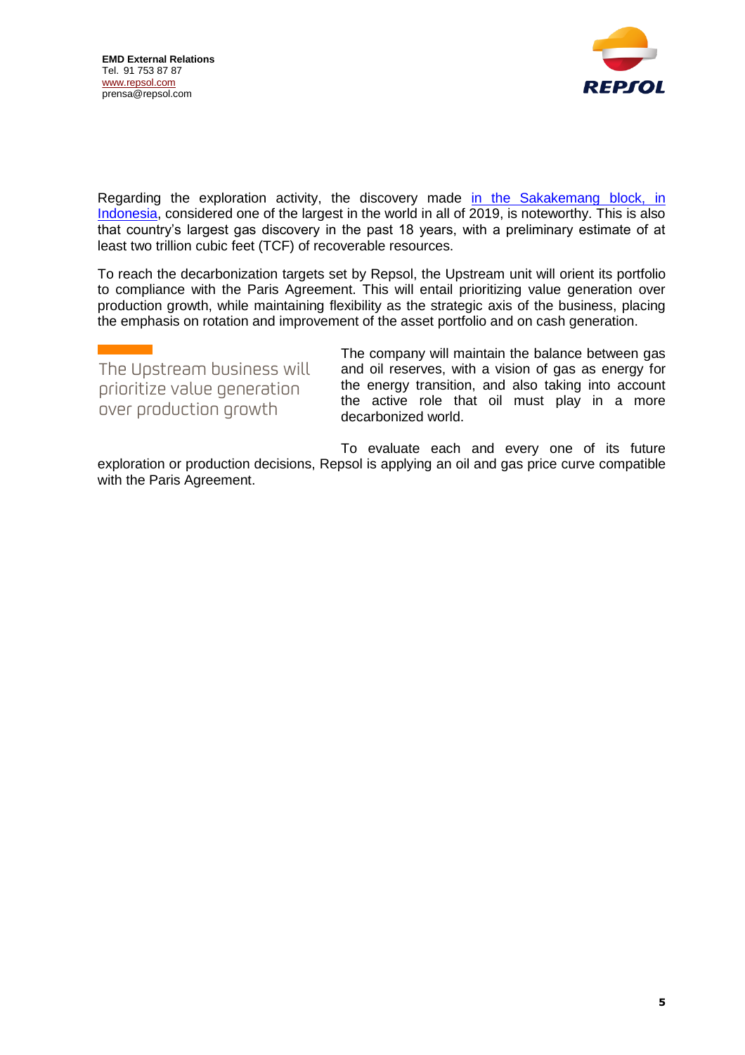Regarding the exploration activity, the discovery made in the Sakakemang block, in Indonesia, considered one of the largest in the world in all of 2019, is noteworthy. This is also that country's largest gas discovery in the past 18 years, with a preliminary estimate of at least two trillion cubic feet (TCF) of recoverable resources.

To reach the decarbonization targets set by Repsol, the Upstream unit will orient its portfolio to compliance with the Paris Agreement. This will entail prioritizing value generation over production growth, while maintaining flexibility as the strategic axis of the business, placing the emphasis on rotation and improvement of the asset portfolio and on cash generation.

> The Upstream business will prioritize value generation over production growth

The company will maintain the balance between gas and oil reserves, with a vision of gas as energy for the energy transition, and also taking into account the active role that oil must play in a more decarbonized world.

To evaluate each and every one of its future exploration or production decisions, Repsol is applying an oil and gas price curve compatible with the Paris Agreement.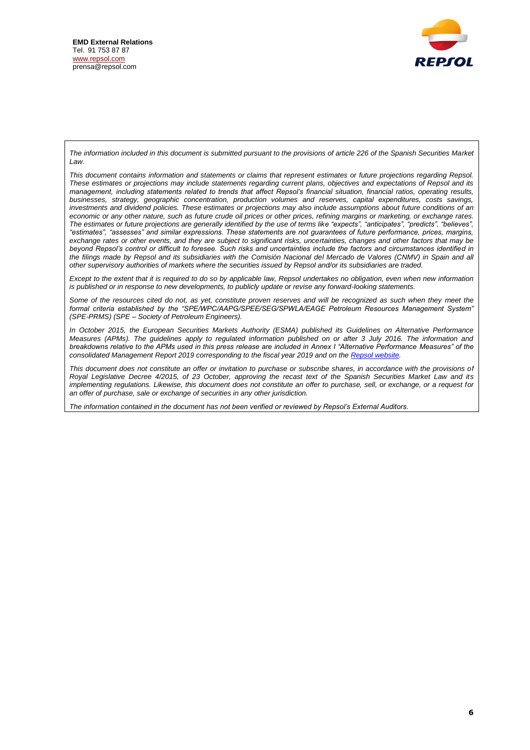**EMD External Relations**
Tel. 91 753 87 87
[www.repsol.com](http://www.repsol.com)
prensa@repsol.com

*The information included in this document is submitted pursuant to the provisions of article 226 of the Spanish Securities Market Law.*

*This document contains information and statements or claims that represent estimates or future projections regarding Repsol. These estimates or projections may include statements regarding current plans, objectives and expectations of Repsol and its management, including statements related to trends that affect Repsol's financial situation, financial ratios, operating results, businesses, strategy, geographic concentration, production volumes and reserves, capital expenditures, costs savings, investments and dividend policies. These estimates or projections may also include assumptions about future conditions of an economic or any other nature, such as future crude oil prices or other prices, refining margins or marketing, or exchange rates. The estimates or future projections are generally identified by the use of terms like "expects", "anticipates", "predicts", "believes", "estimates", "assesses" and similar expressions. These statements are not guarantees of future performance, prices, margins, exchange rates or other events, and they are subject to significant risks, uncertainties, changes and other factors that may be beyond Repsol's control or difficult to foresee. Such risks and uncertainties include the factors and circumstances identified in the filings made by Repsol and its subsidiaries with the Comisión Nacional del Mercado de Valores (CNMV) in Spain and all other supervisory authorities of markets where the securities issued by Repsol and/or its subsidiaries are traded.*

*Except to the extent that it is required to do so by applicable law, Repsol undertakes no obligation, even when new information is published or in response to new developments, to publicly update or revise any forward-looking statements.*

*Some of the resources cited do not, as yet, constitute proven reserves and will be recognized as such when they meet the formal criteria established by the "SPE/WPC/AAPG/SPEE/SEG/SPWLA/EAGE Petroleum Resources Management System" (SPE-PRMS) (SPE – Society of Petroleum Engineers).*

*In October 2015, the European Securities Markets Authority (ESMA) published its Guidelines on Alternative Performance Measures (APMs). The guidelines apply to regulated information published on or after 3 July 2016. The information and breakdowns relative to the APMs used in this press release are included in Annex I "Alternative Performance Measures" of the consolidated Management Report 2019 corresponding to the fiscal year 2019 and on the [Repsol website](https://www.repsol.com).*

*This document does not constitute an offer or invitation to purchase or subscribe shares, in accordance with the provisions of Royal Legislative Decree 4/2015, of 23 October, approving the recast text of the Spanish Securities Market Law and its implementing regulations. Likewise, this document does not constitute an offer to purchase, sell, or exchange, or a request for an offer of purchase, sale or exchange of securities in any other jurisdiction.*

*The information contained in the document has not been verified or reviewed by Repsol's External Auditors.*